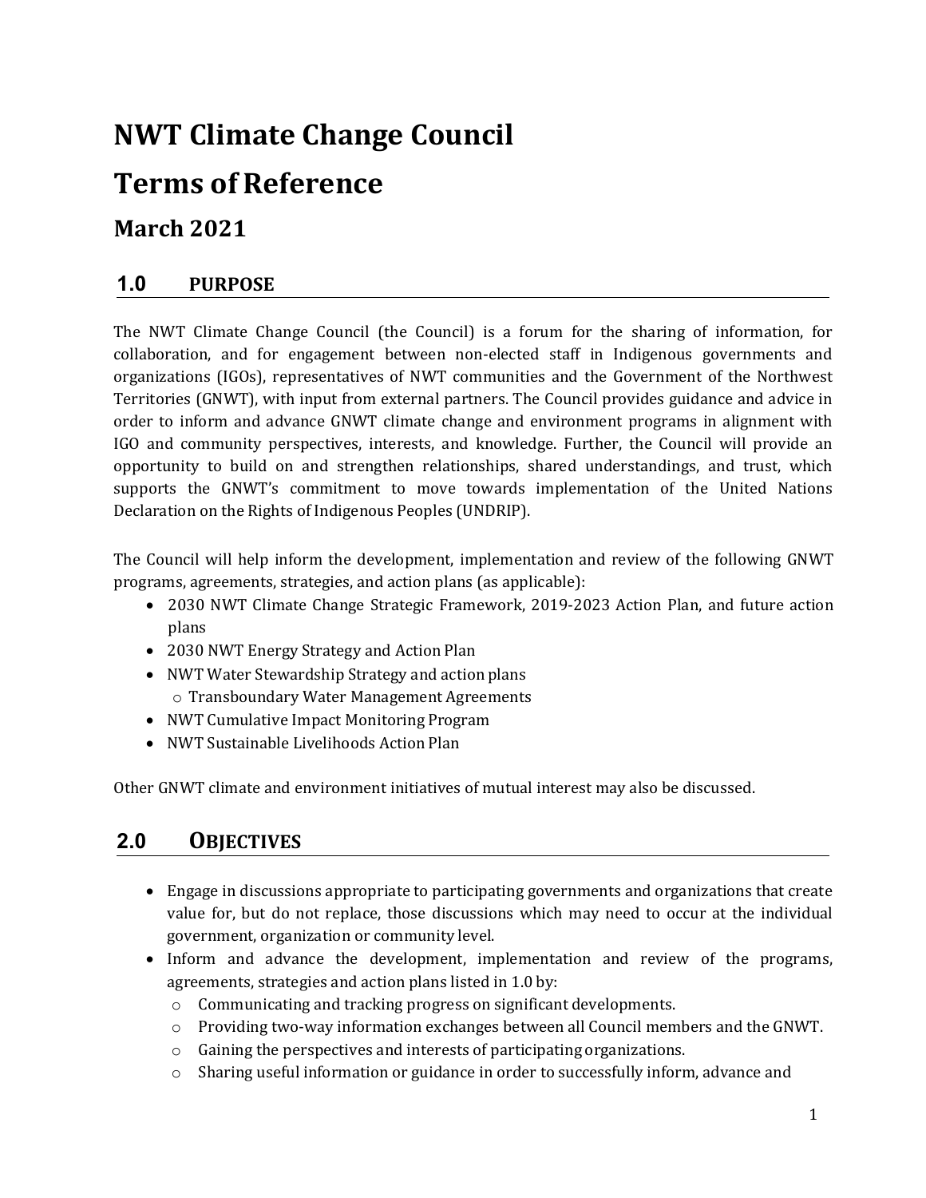# NWT Climate Change Council

# Terms of Reference

## March 2021

## 1.0 PURPOSE

The NWT Climate Change Council (the Council) is a forum for the sharing of information, for collaboration, and for engagement between non-elected staff in Indigenous governments and organizations (IGOs), representatives of NWT communities and the Government of the Northwest Territories (GNWT), with input from external partners. The Council provides guidance and advice in order to inform and advance GNWT climate change and environment programs in alignment with IGO and community perspectives, interests, and knowledge. Further, the Council will provide an opportunity to build on and strengthen relationships, shared understandings, and trust, which supports the GNWT's commitment to move towards implementation of the United Nations Declaration on the Rights of Indigenous Peoples (UNDRIP).

The Council will help inform the development, implementation and review of the following GNWT programs, agreements, strategies, and action plans (as applicable):

- 2030 NWT Climate Change Strategic Framework, 2019-2023 Action Plan, and future action plans
- 2030 NWT Energy Strategy and Action Plan
- NWT Water Stewardship Strategy and action plans
  - Transboundary Water Management Agreements
- NWT Cumulative Impact Monitoring Program
- NWT Sustainable Livelihoods Action Plan

Other GNWT climate and environment initiatives of mutual interest may also be discussed.

## 2.0 OBJECTIVES

- Engage in discussions appropriate to participating governments and organizations that create value for, but do not replace, those discussions which may need to occur at the individual government, organization or community level.
- Inform and advance the development, implementation and review of the programs, agreements, strategies and action plans listed in 1.0 by:
  - Communicating and tracking progress on significant developments.
  - Providing two-way information exchanges between all Council members and the GNWT.
  - Gaining the perspectives and interests of participating organizations.
  - Sharing useful information or guidance in order to successfully inform, advance and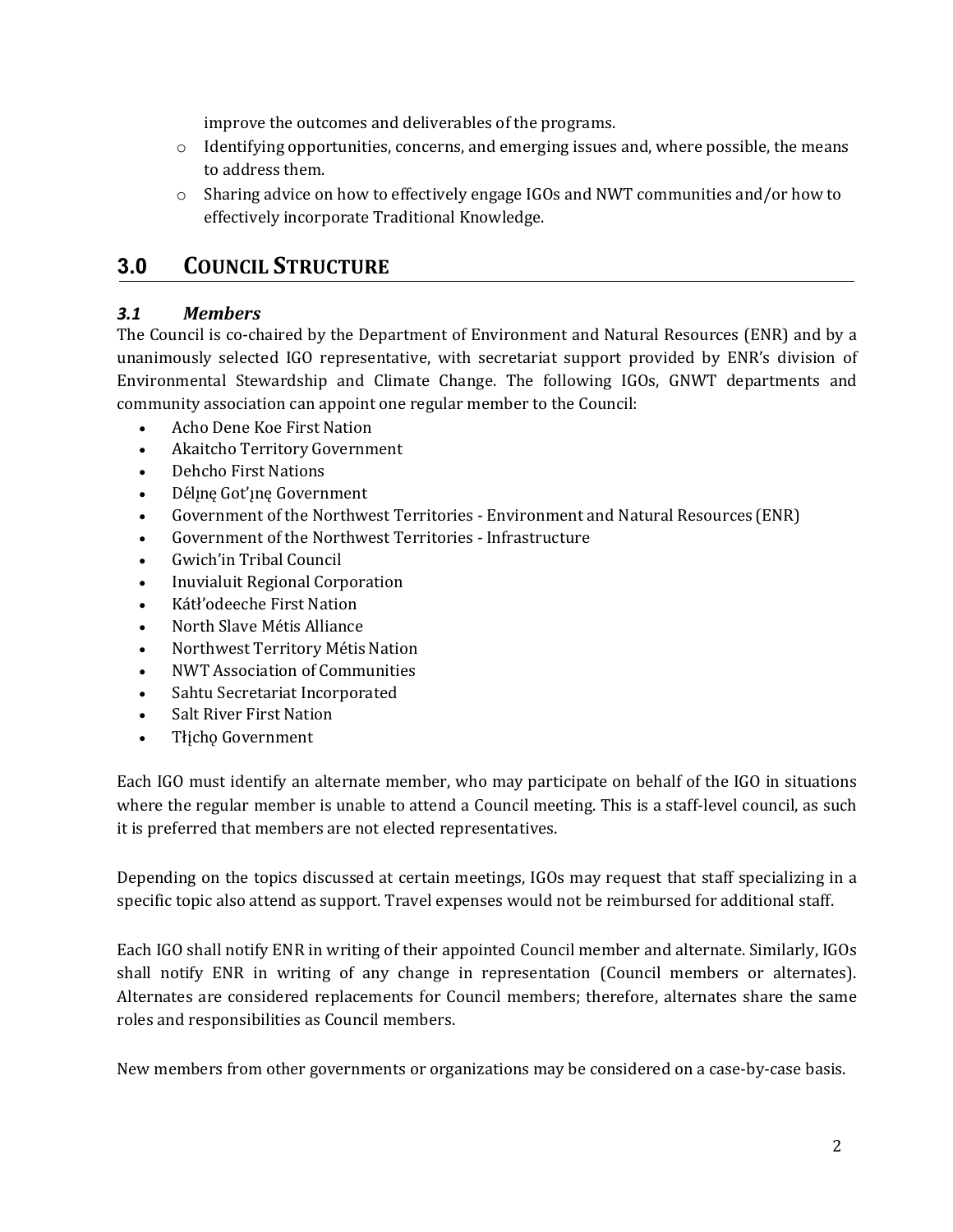improve the outcomes and deliverables of the programs.

- Identifying opportunities, concerns, and emerging issues and, where possible, the means to address them.
- Sharing advice on how to effectively engage IGOs and NWT communities and/or how to effectively incorporate Traditional Knowledge.

## 3.0 COUNCIL STRUCTURE

### *3.1 Members*

The Council is co-chaired by the Department of Environment and Natural Resources (ENR) and by a unanimously selected IGO representative, with secretariat support provided by ENR's division of Environmental Stewardship and Climate Change. The following IGOs, GNWT departments and community association can appoint one regular member to the Council:

- Acho Dene Koe First Nation
- Akaitcho Territory Government
- Dehcho First Nations
- Délı̨nę Got'ı̨nę Government
- Government of the Northwest Territories - Environment and Natural Resources (ENR)
- Government of the Northwest Territories - Infrastructure
- Gwich'in Tribal Council
- Inuvialuit Regional Corporation
- Kátł'odeeche First Nation
- North Slave Métis Alliance
- Northwest Territory Métis Nation
- NWT Association of Communities
- Sahtu Secretariat Incorporated
- Salt River First Nation
- Tłı̨chǫ Government

Each IGO must identify an alternate member, who may participate on behalf of the IGO in situations where the regular member is unable to attend a Council meeting. This is a staff-level council, as such it is preferred that members are not elected representatives.

Depending on the topics discussed at certain meetings, IGOs may request that staff specializing in a specific topic also attend as support. Travel expenses would not be reimbursed for additional staff.

Each IGO shall notify ENR in writing of their appointed Council member and alternate. Similarly, IGOs shall notify ENR in writing of any change in representation (Council members or alternates). Alternates are considered replacements for Council members; therefore, alternates share the same roles and responsibilities as Council members.

New members from other governments or organizations may be considered on a case-by-case basis.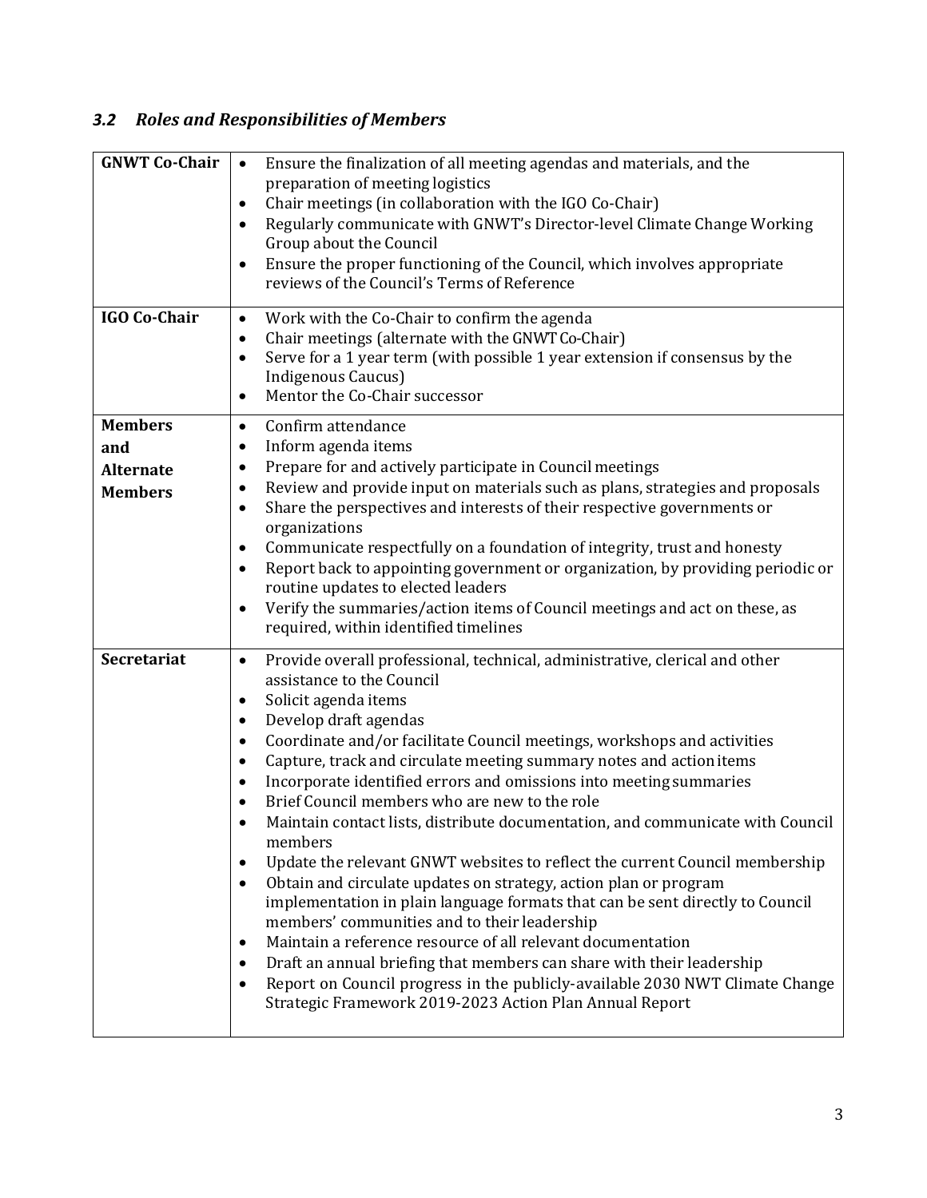### *3.2 Roles and Responsibilities of Members*

| | |
|---|---|
| **GNWT Co-Chair** | • Ensure the finalization of all meeting agendas and materials, and the preparation of meeting logistics<br>• Chair meetings (in collaboration with the IGO Co-Chair)<br>• Regularly communicate with GNWT's Director-level Climate Change Working Group about the Council<br>• Ensure the proper functioning of the Council, which involves appropriate reviews of the Council's Terms of Reference |
| **IGO Co-Chair** | • Work with the Co-Chair to confirm the agenda<br>• Chair meetings (alternate with the GNWT Co-Chair)<br>• Serve for a 1 year term (with possible 1 year extension if consensus by the Indigenous Caucus)<br>• Mentor the Co-Chair successor |
| **Members and Alternate Members** | • Confirm attendance<br>• Inform agenda items<br>• Prepare for and actively participate in Council meetings<br>• Review and provide input on materials such as plans, strategies and proposals<br>• Share the perspectives and interests of their respective governments or organizations<br>• Communicate respectfully on a foundation of integrity, trust and honesty<br>• Report back to appointing government or organization, by providing periodic or routine updates to elected leaders<br>• Verify the summaries/action items of Council meetings and act on these, as required, within identified timelines |
| **Secretariat** | • Provide overall professional, technical, administrative, clerical and other assistance to the Council<br>• Solicit agenda items<br>• Develop draft agendas<br>• Coordinate and/or facilitate Council meetings, workshops and activities<br>• Capture, track and circulate meeting summary notes and action items<br>• Incorporate identified errors and omissions into meeting summaries<br>• Brief Council members who are new to the role<br>• Maintain contact lists, distribute documentation, and communicate with Council members<br>• Update the relevant GNWT websites to reflect the current Council membership<br>• Obtain and circulate updates on strategy, action plan or program implementation in plain language formats that can be sent directly to Council members' communities and to their leadership<br>• Maintain a reference resource of all relevant documentation<br>• Draft an annual briefing that members can share with their leadership<br>• Report on Council progress in the publicly-available 2030 NWT Climate Change Strategic Framework 2019-2023 Action Plan Annual Report |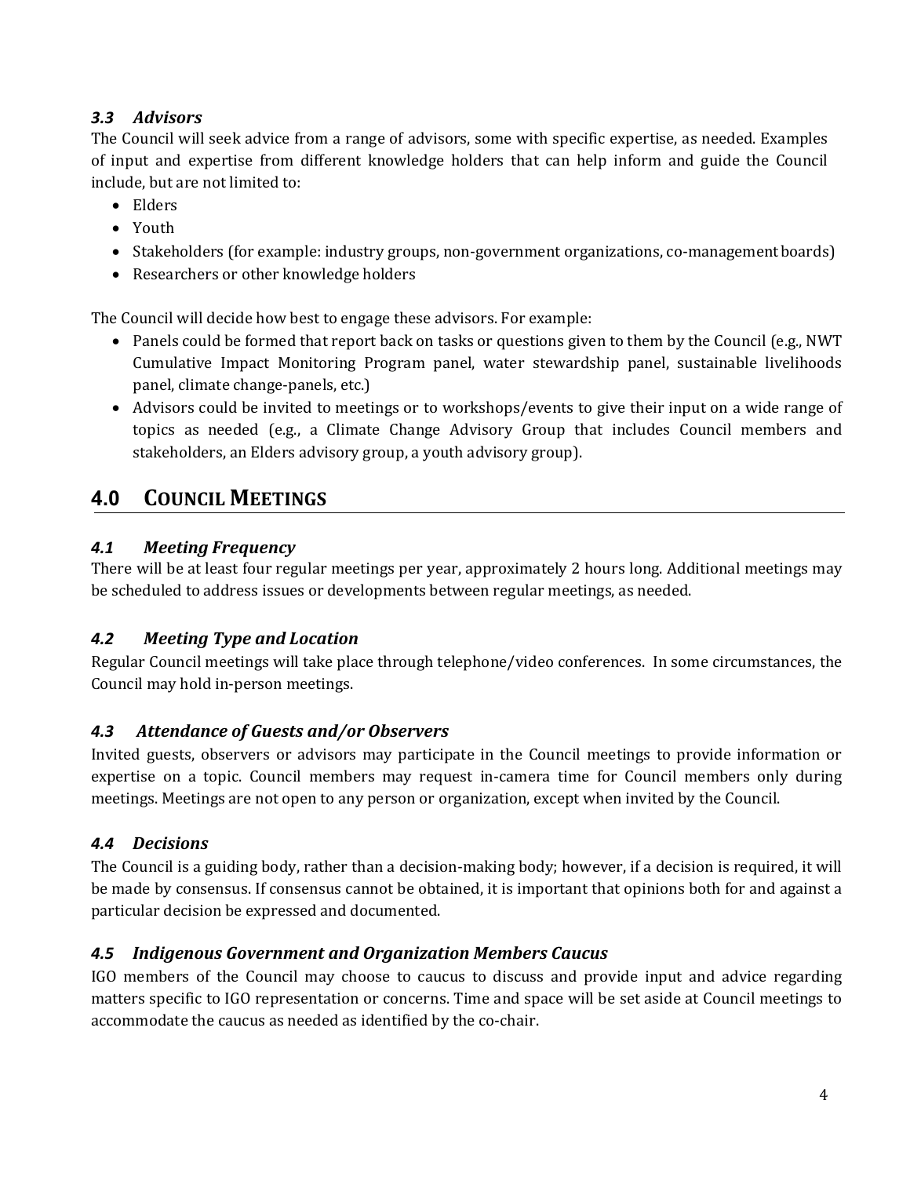### *3.3 Advisors*

The Council will seek advice from a range of advisors, some with specific expertise, as needed. Examples of input and expertise from different knowledge holders that can help inform and guide the Council include, but are not limited to:

- Elders
- Youth
- Stakeholders (for example: industry groups, non-government organizations, co-management boards)
- Researchers or other knowledge holders

The Council will decide how best to engage these advisors. For example:

- Panels could be formed that report back on tasks or questions given to them by the Council (e.g., NWT Cumulative Impact Monitoring Program panel, water stewardship panel, sustainable livelihoods panel, climate change-panels, etc.)
- Advisors could be invited to meetings or to workshops/events to give their input on a wide range of topics as needed (e.g., a Climate Change Advisory Group that includes Council members and stakeholders, an Elders advisory group, a youth advisory group).

## 4.0 COUNCIL MEETINGS

### *4.1 Meeting Frequency*

There will be at least four regular meetings per year, approximately 2 hours long. Additional meetings may be scheduled to address issues or developments between regular meetings, as needed.

### *4.2 Meeting Type and Location*

Regular Council meetings will take place through telephone/video conferences. In some circumstances, the Council may hold in-person meetings.

### *4.3 Attendance of Guests and/or Observers*

Invited guests, observers or advisors may participate in the Council meetings to provide information or expertise on a topic. Council members may request in-camera time for Council members only during meetings. Meetings are not open to any person or organization, except when invited by the Council.

### *4.4 Decisions*

The Council is a guiding body, rather than a decision-making body; however, if a decision is required, it will be made by consensus. If consensus cannot be obtained, it is important that opinions both for and against a particular decision be expressed and documented.

### *4.5 Indigenous Government and Organization Members Caucus*

IGO members of the Council may choose to caucus to discuss and provide input and advice regarding matters specific to IGO representation or concerns. Time and space will be set aside at Council meetings to accommodate the caucus as needed as identified by the co-chair.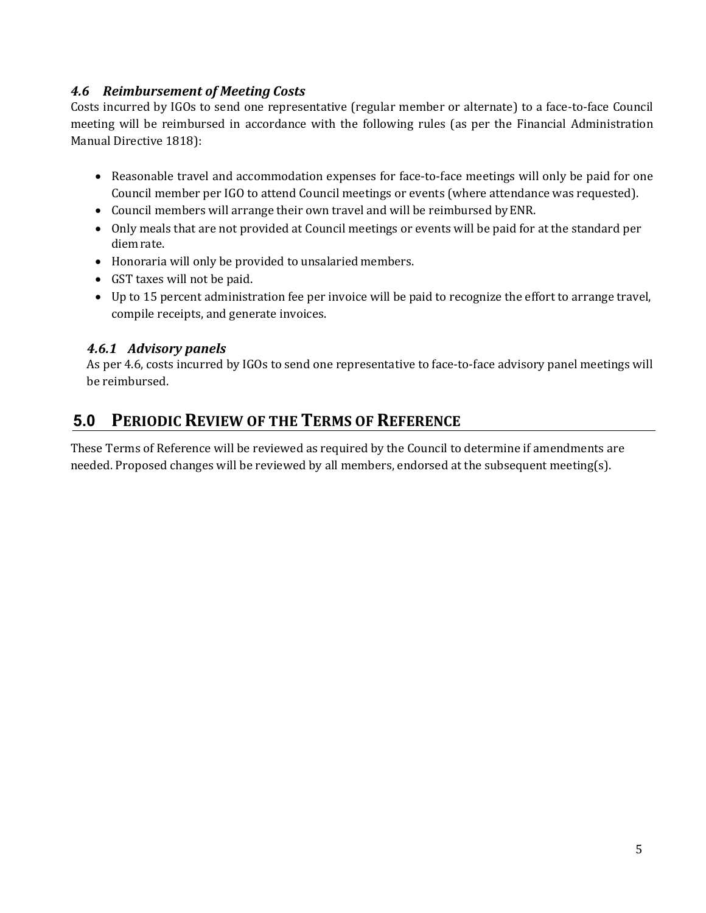### *4.6 Reimbursement of Meeting Costs*

Costs incurred by IGOs to send one representative (regular member or alternate) to a face-to-face Council meeting will be reimbursed in accordance with the following rules (as per the Financial Administration Manual Directive 1818):

- Reasonable travel and accommodation expenses for face-to-face meetings will only be paid for one Council member per IGO to attend Council meetings or events (where attendance was requested).
- Council members will arrange their own travel and will be reimbursed by ENR.
- Only meals that are not provided at Council meetings or events will be paid for at the standard per diem rate.
- Honoraria will only be provided to unsalaried members.
- GST taxes will not be paid.
- Up to 15 percent administration fee per invoice will be paid to recognize the effort to arrange travel, compile receipts, and generate invoices.

#### *4.6.1 Advisory panels*

As per 4.6, costs incurred by IGOs to send one representative to face-to-face advisory panel meetings will be reimbursed.

## 5.0 PERIODIC REVIEW OF THE TERMS OF REFERENCE

These Terms of Reference will be reviewed as required by the Council to determine if amendments are needed. Proposed changes will be reviewed by all members, endorsed at the subsequent meeting(s).